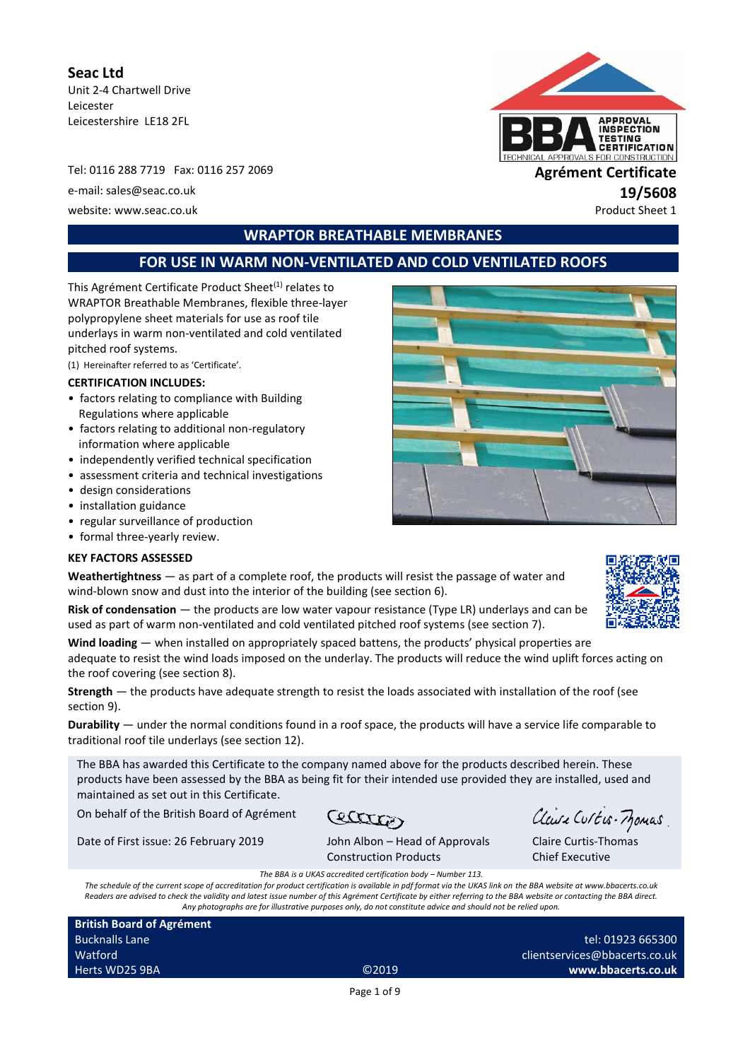**Seac Ltd**
Unit 2-4 Chartwell Drive
Leicester
Leicestershire LE18 2FL

Tel: 0116 288 7719 Fax: 0116 257 2069
e-mail: sales@seac.co.uk
website: www.seac.co.uk

**Agrément Certificate**
**19/5608**
Product Sheet 1

# WRAPTOR BREATHABLE MEMBRANES

## FOR USE IN WARM NON-VENTILATED AND COLD VENTILATED ROOFS

This Agrément Certificate Product Sheet[1] relates to WRAPTOR Breathable Membranes, flexible three-layer polypropylene sheet materials for use as roof tile underlays in warm non-ventilated and cold ventilated pitched roof systems.

(1) Hereinafter referred to as 'Certificate'.

**CERTIFICATION INCLUDES:**

- factors relating to compliance with Building Regulations where applicable
- factors relating to additional non-regulatory information where applicable
- independently verified technical specification
- assessment criteria and technical investigations
- design considerations
- installation guidance
- regular surveillance of production
- formal three-yearly review.

**KEY FACTORS ASSESSED**

**Weathertightness** — as part of a complete roof, the products will resist the passage of water and wind-blown snow and dust into the interior of the building (see section 6).

**Risk of condensation** — the products are low water vapour resistance (Type LR) underlays and can be used as part of warm non-ventilated and cold ventilated pitched roof systems (see section 7).

**Wind loading** — when installed on appropriately spaced battens, the products' physical properties are adequate to resist the wind loads imposed on the underlay. The products will reduce the wind uplift forces acting on the roof covering (see section 8).

**Strength** — the products have adequate strength to resist the loads associated with installation of the roof (see section 9).

**Durability** — under the normal conditions found in a roof space, the products will have a service life comparable to traditional roof tile underlays (see section 12).

The BBA has awarded this Certificate to the company named above for the products described herein. These products have been assessed by the BBA as being fit for their intended use provided they are installed, used and maintained as set out in this Certificate.

On behalf of the British Board of Agrément

Date of First issue: 26 February 2019

John Albon – Head of Approvals
Construction Products

Claire Curtis-Thomas
Chief Executive

*The BBA is a UKAS accredited certification body – Number 113.*
*The schedule of the current scope of accreditation for product certification is available in pdf format via the UKAS link on the BBA website at www.bbacerts.co.uk*
*Readers are advised to check the validity and latest issue number of this Agrément Certificate by either referring to the BBA website or contacting the BBA direct.*
*Any photographs are for illustrative purposes only, do not constitute advice and should not be relied upon.*

**British Board of Agrément**
Bucknalls Lane
Watford
Herts WD25 9BA

©2019

tel: 01923 665300
clientservices@bbacerts.co.uk
**www.bbacerts.co.uk**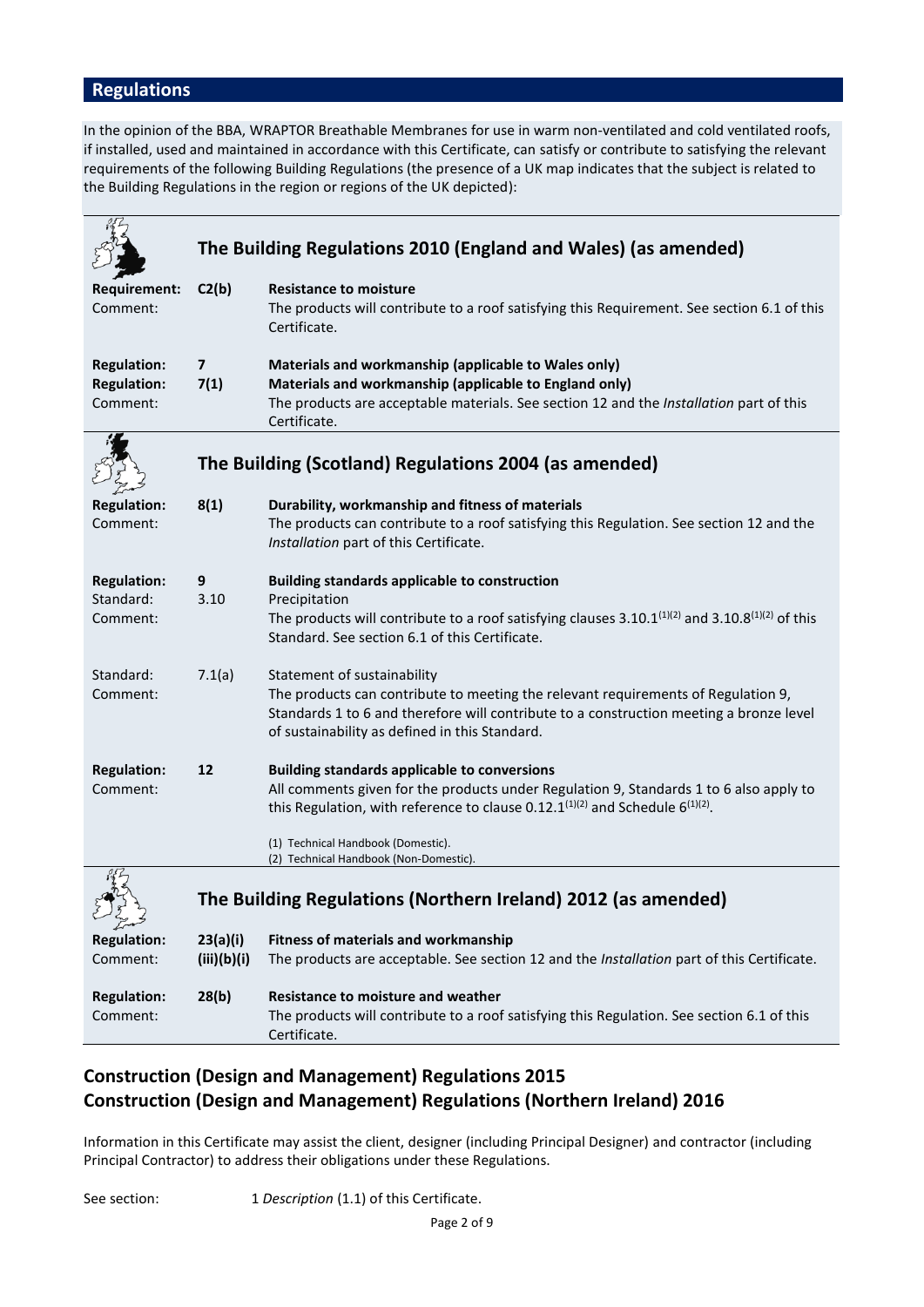## Regulations

In the opinion of the BBA, WRAPTOR Breathable Membranes for use in warm non-ventilated and cold ventilated roofs, if installed, used and maintained in accordance with this Certificate, can satisfy or contribute to satisfying the relevant requirements of the following Building Regulations (the presence of a UK map indicates that the subject is related to the Building Regulations in the region or regions of the UK depicted):

### The Building Regulations 2010 (England and Wales) (as amended)

**Requirement:** **C2(b)** **Resistance to moisture**
Comment: The products will contribute to a roof satisfying this Requirement. See section 6.1 of this Certificate.

**Regulation:** **7** **Materials and workmanship (applicable to Wales only)**
**Regulation:** **7(1)** **Materials and workmanship (applicable to England only)**
Comment: The products are acceptable materials. See section 12 and the *Installation* part of this Certificate.

### The Building (Scotland) Regulations 2004 (as amended)

**Regulation:** **8(1)** **Durability, workmanship and fitness of materials**
Comment: The products can contribute to a roof satisfying this Regulation. See section 12 and the *Installation* part of this Certificate.

**Regulation:** **9** **Building standards applicable to construction**
Standard: 3.10 Precipitation
Comment: The products will contribute to a roof satisfying clauses 3.10.1(1)(2) and 3.10.8(1)(2) of this Standard. See section 6.1 of this Certificate.

Standard: 7.1(a) Statement of sustainability
Comment: The products can contribute to meeting the relevant requirements of Regulation 9, Standards 1 to 6 and therefore will contribute to a construction meeting a bronze level of sustainability as defined in this Standard.

**Regulation:** **12** **Building standards applicable to conversions**
Comment: All comments given for the products under Regulation 9, Standards 1 to 6 also apply to this Regulation, with reference to clause 0.12.1(1)(2) and Schedule 6(1)(2).

(1) Technical Handbook (Domestic).
(2) Technical Handbook (Non-Domestic).

### The Building Regulations (Northern Ireland) 2012 (as amended)

**Regulation:** **23(a)(i)(iii)(b)(i)** **Fitness of materials and workmanship**
Comment: The products are acceptable. See section 12 and the *Installation* part of this Certificate.

**Regulation:** **28(b)** **Resistance to moisture and weather**
Comment: The products will contribute to a roof satisfying this Regulation. See section 6.1 of this Certificate.

## Construction (Design and Management) Regulations 2015
## Construction (Design and Management) Regulations (Northern Ireland) 2016

Information in this Certificate may assist the client, designer (including Principal Designer) and contractor (including Principal Contractor) to address their obligations under these Regulations.

See section: 1 *Description* (1.1) of this Certificate.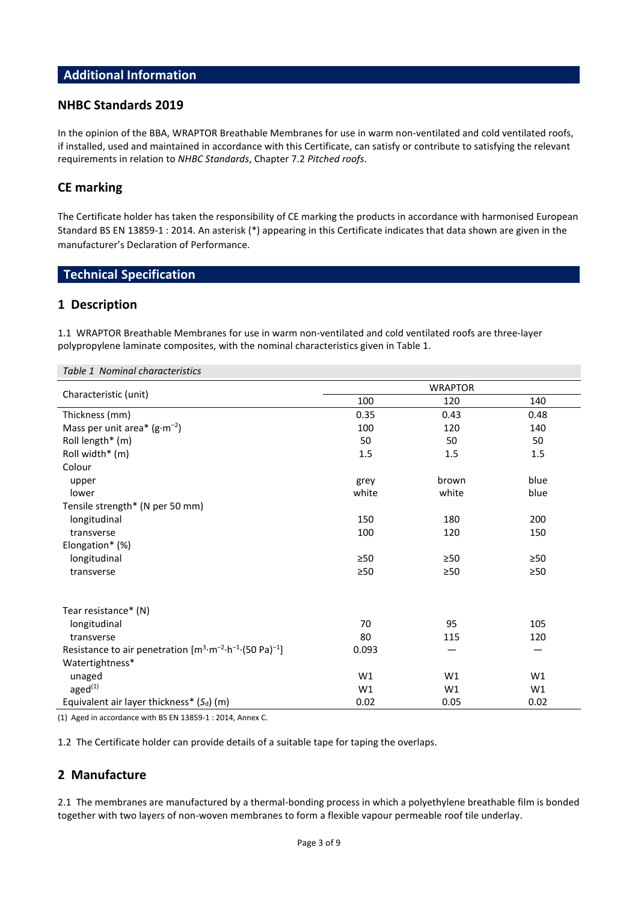## Additional Information

### NHBC Standards 2019

In the opinion of the BBA, WRAPTOR Breathable Membranes for use in warm non-ventilated and cold ventilated roofs, if installed, used and maintained in accordance with this Certificate, can satisfy or contribute to satisfying the relevant requirements in relation to *NHBC Standards*, Chapter 7.2 *Pitched roofs*.

### CE marking

The Certificate holder has taken the responsibility of CE marking the products in accordance with harmonised European Standard BS EN 13859-1 : 2014. An asterisk (*) appearing in this Certificate indicates that data shown are given in the manufacturer's Declaration of Performance.

## Technical Specification

### 1 Description

1.1 WRAPTOR Breathable Membranes for use in warm non-ventilated and cold ventilated roofs are three-layer polypropylene laminate composites, with the nominal characteristics given in Table 1.

*Table 1 Nominal characteristics*

| Characteristic (unit) | WRAPTOR | | |
|---|---|---|---|
| | 100 | 120 | 140 |
| Thickness (mm) | 0.35 | 0.43 | 0.48 |
| Mass per unit area* ($g{\cdot}m^{-2}$) | 100 | 120 | 140 |
| Roll length* (m) | 50 | 50 | 50 |
| Roll width* (m) | 1.5 | 1.5 | 1.5 |
| Colour | | | |
| upper | grey | brown | blue |
| lower | white | white | blue |
| Tensile strength* (N per 50 mm) | | | |
| longitudinal | 150 | 180 | 200 |
| transverse | 100 | 120 | 150 |
| Elongation* (%) | | | |
| longitudinal | ≥50 | ≥50 | ≥50 |
| transverse | ≥50 | ≥50 | ≥50 |
| Tear resistance* (N) | | | |
| longitudinal | 70 | 95 | 105 |
| transverse | 80 | 115 | 120 |
| Resistance to air penetration [$m^3{\cdot}m^{-2}{\cdot}h^{-1}{\cdot}(50\ Pa)^{-1}$] | 0.093 | — | — |
| Watertightness* | | | |
| unaged | W1 | W1 | W1 |
| aged(1) | W1 | W1 | W1 |
| Equivalent air layer thickness* ($S_d$) (m) | 0.02 | 0.05 | 0.02 |

(1) Aged in accordance with BS EN 13859-1 : 2014, Annex C.

1.2 The Certificate holder can provide details of a suitable tape for taping the overlaps.

### 2 Manufacture

2.1 The membranes are manufactured by a thermal-bonding process in which a polyethylene breathable film is bonded together with two layers of non-woven membranes to form a flexible vapour permeable roof tile underlay.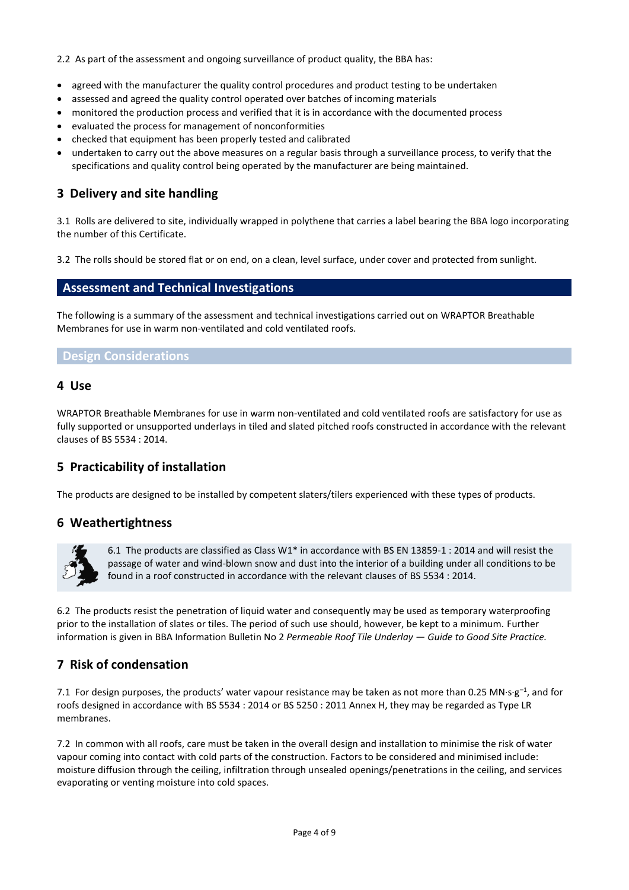2.2 As part of the assessment and ongoing surveillance of product quality, the BBA has:

- agreed with the manufacturer the quality control procedures and product testing to be undertaken
- assessed and agreed the quality control operated over batches of incoming materials
- monitored the production process and verified that it is in accordance with the documented process
- evaluated the process for management of nonconformities
- checked that equipment has been properly tested and calibrated
- undertaken to carry out the above measures on a regular basis through a surveillance process, to verify that the specifications and quality control being operated by the manufacturer are being maintained.

## 3 Delivery and site handling

3.1 Rolls are delivered to site, individually wrapped in polythene that carries a label bearing the BBA logo incorporating the number of this Certificate.

3.2 The rolls should be stored flat or on end, on a clean, level surface, under cover and protected from sunlight.

# Assessment and Technical Investigations

The following is a summary of the assessment and technical investigations carried out on WRAPTOR Breathable Membranes for use in warm non-ventilated and cold ventilated roofs.

## Design Considerations

## 4 Use

WRAPTOR Breathable Membranes for use in warm non-ventilated and cold ventilated roofs are satisfactory for use as fully supported or unsupported underlays in tiled and slated pitched roofs constructed in accordance with the relevant clauses of BS 5534 : 2014.

## 5 Practicability of installation

The products are designed to be installed by competent slaters/tilers experienced with these types of products.

## 6 Weathertightness

6.1 The products are classified as Class W1* in accordance with BS EN 13859-1 : 2014 and will resist the passage of water and wind-blown snow and dust into the interior of a building under all conditions to be found in a roof constructed in accordance with the relevant clauses of BS 5534 : 2014.

6.2 The products resist the penetration of liquid water and consequently may be used as temporary waterproofing prior to the installation of slates or tiles. The period of such use should, however, be kept to a minimum. Further information is given in BBA Information Bulletin No 2 *Permeable Roof Tile Underlay — Guide to Good Site Practice.*

## 7 Risk of condensation

7.1 For design purposes, the products' water vapour resistance may be taken as not more than 0.25 $MN{\cdot}s{\cdot}g^{-1}$, and for roofs designed in accordance with BS 5534 : 2014 or BS 5250 : 2011 Annex H, they may be regarded as Type LR membranes.

7.2 In common with all roofs, care must be taken in the overall design and installation to minimise the risk of water vapour coming into contact with cold parts of the construction. Factors to be considered and minimised include: moisture diffusion through the ceiling, infiltration through unsealed openings/penetrations in the ceiling, and services evaporating or venting moisture into cold spaces.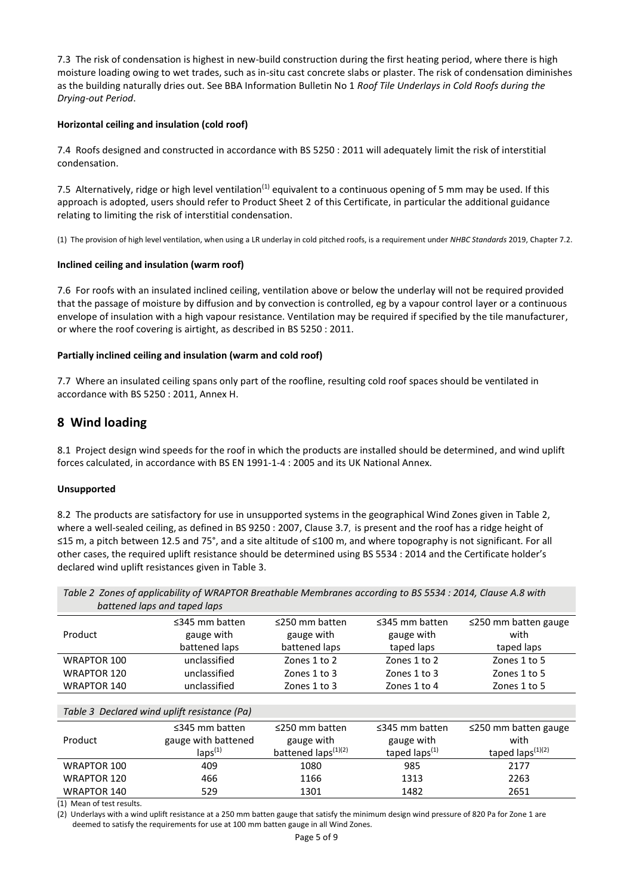7.3 The risk of condensation is highest in new-build construction during the first heating period, where there is high moisture loading owing to wet trades, such as in-situ cast concrete slabs or plaster. The risk of condensation diminishes as the building naturally dries out. See BBA Information Bulletin No 1 *Roof Tile Underlays in Cold Roofs during the Drying-out Period*.

**Horizontal ceiling and insulation (cold roof)**

7.4 Roofs designed and constructed in accordance with BS 5250 : 2011 will adequately limit the risk of interstitial condensation.

7.5 Alternatively, ridge or high level ventilation(1) equivalent to a continuous opening of 5 mm may be used. If this approach is adopted, users should refer to Product Sheet 2 of this Certificate, in particular the additional guidance relating to limiting the risk of interstitial condensation.

(1) The provision of high level ventilation, when using a LR underlay in cold pitched roofs, is a requirement under *NHBC Standards* 2019, Chapter 7.2.

**Inclined ceiling and insulation (warm roof)**

7.6 For roofs with an insulated inclined ceiling, ventilation above or below the underlay will not be required provided that the passage of moisture by diffusion and by convection is controlled, eg by a vapour control layer or a continuous envelope of insulation with a high vapour resistance. Ventilation may be required if specified by the tile manufacturer, or where the roof covering is airtight, as described in BS 5250 : 2011.

**Partially inclined ceiling and insulation (warm and cold roof)**

7.7 Where an insulated ceiling spans only part of the roofline, resulting cold roof spaces should be ventilated in accordance with BS 5250 : 2011, Annex H.

## 8 Wind loading

8.1 Project design wind speeds for the roof in which the products are installed should be determined, and wind uplift forces calculated, in accordance with BS EN 1991-1-4 : 2005 and its UK National Annex.

**Unsupported**

8.2 The products are satisfactory for use in unsupported systems in the geographical Wind Zones given in Table 2, where a well-sealed ceiling, as defined in BS 9250 : 2007, Clause 3.7, is present and the roof has a ridge height of ≤15 m, a pitch between 12.5 and 75°, and a site altitude of ≤100 m, and where topography is not significant. For all other cases, the required uplift resistance should be determined using BS 5534 : 2014 and the Certificate holder's declared wind uplift resistances given in Table 3.

*Table 2 Zones of applicability of WRAPTOR Breathable Membranes according to BS 5534 : 2014, Clause A.8 with battened laps and taped laps*

| Product | ≤345 mm batten gauge with battened laps | ≤250 mm batten gauge with battened laps | ≤345 mm batten gauge with taped laps | ≤250 mm batten gauge with taped laps |
|---|---|---|---|---|
| WRAPTOR 100 | unclassified | Zones 1 to 2 | Zones 1 to 2 | Zones 1 to 5 |
| WRAPTOR 120 | unclassified | Zones 1 to 3 | Zones 1 to 3 | Zones 1 to 5 |
| WRAPTOR 140 | unclassified | Zones 1 to 3 | Zones 1 to 4 | Zones 1 to 5 |

*Table 3 Declared wind uplift resistance (Pa)*

| Product | ≤345 mm batten gauge with battened laps(1) | ≤250 mm batten gauge with battened laps(1)(2) | ≤345 mm batten gauge with taped laps(1) | ≤250 mm batten gauge with taped laps(1)(2) |
|---|---|---|---|---|
| WRAPTOR 100 | 409 | 1080 | 985 | 2177 |
| WRAPTOR 120 | 466 | 1166 | 1313 | 2263 |
| WRAPTOR 140 | 529 | 1301 | 1482 | 2651 |

(1) Mean of test results.

(2) Underlays with a wind uplift resistance at a 250 mm batten gauge that satisfy the minimum design wind pressure of 820 Pa for Zone 1 are deemed to satisfy the requirements for use at 100 mm batten gauge in all Wind Zones.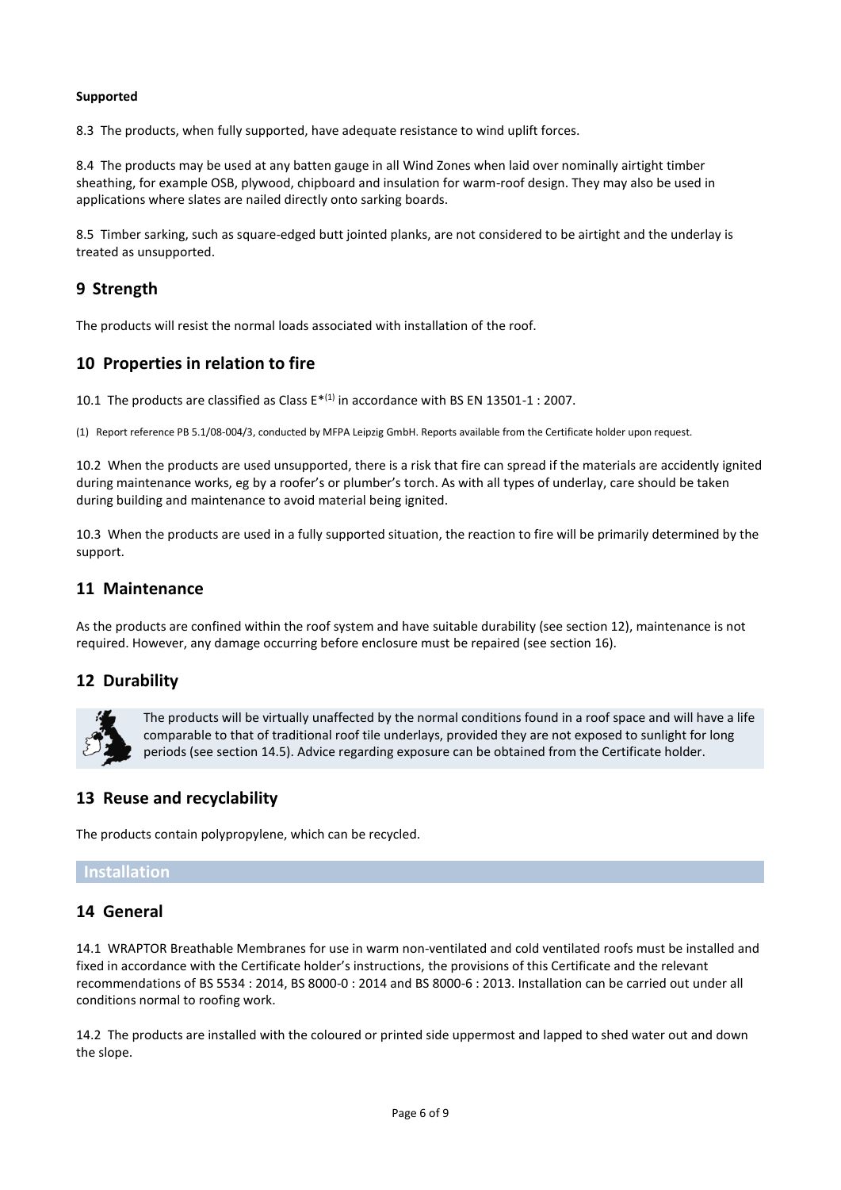**Supported**

8.3 The products, when fully supported, have adequate resistance to wind uplift forces.

8.4 The products may be used at any batten gauge in all Wind Zones when laid over nominally airtight timber sheathing, for example OSB, plywood, chipboard and insulation for warm-roof design. They may also be used in applications where slates are nailed directly onto sarking boards.

8.5 Timber sarking, such as square-edged butt jointed planks, are not considered to be airtight and the underlay is treated as unsupported.

## 9 Strength

The products will resist the normal loads associated with installation of the roof.

## 10 Properties in relation to fire

10.1 The products are classified as Class E*[(1)] in accordance with BS EN 13501-1 : 2007.

(1) Report reference PB 5.1/08-004/3, conducted by MFPA Leipzig GmbH. Reports available from the Certificate holder upon request.

10.2 When the products are used unsupported, there is a risk that fire can spread if the materials are accidently ignited during maintenance works, eg by a roofer's or plumber's torch. As with all types of underlay, care should be taken during building and maintenance to avoid material being ignited.

10.3 When the products are used in a fully supported situation, the reaction to fire will be primarily determined by the support.

## 11 Maintenance

As the products are confined within the roof system and have suitable durability (see section 12), maintenance is not required. However, any damage occurring before enclosure must be repaired (see section 16).

## 12 Durability

The products will be virtually unaffected by the normal conditions found in a roof space and will have a life comparable to that of traditional roof tile underlays, provided they are not exposed to sunlight for long periods (see section 14.5). Advice regarding exposure can be obtained from the Certificate holder.

## 13 Reuse and recyclability

The products contain polypropylene, which can be recycled.

# Installation

## 14 General

14.1 WRAPTOR Breathable Membranes for use in warm non-ventilated and cold ventilated roofs must be installed and fixed in accordance with the Certificate holder's instructions, the provisions of this Certificate and the relevant recommendations of BS 5534 : 2014, BS 8000-0 : 2014 and BS 8000-6 : 2013. Installation can be carried out under all conditions normal to roofing work.

14.2 The products are installed with the coloured or printed side uppermost and lapped to shed water out and down the slope.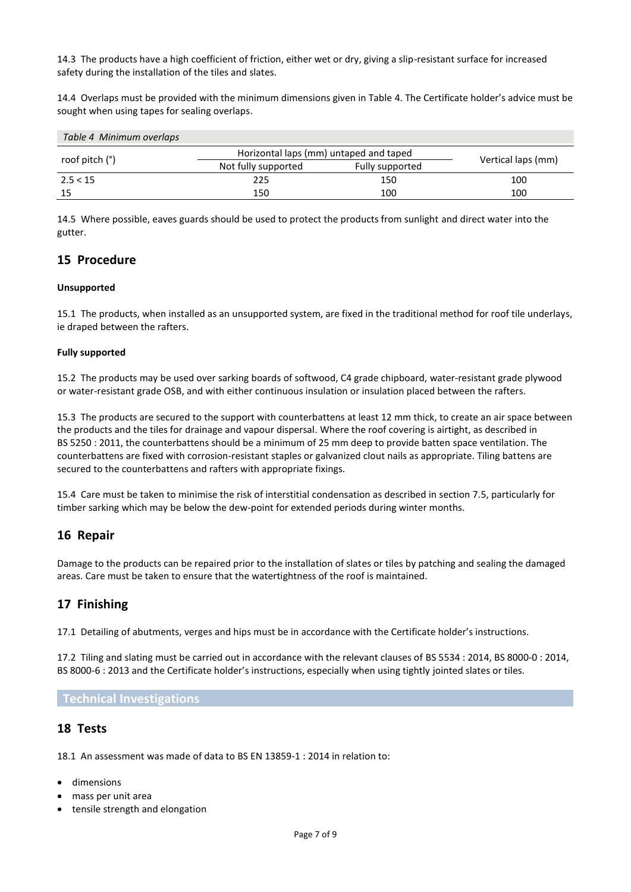14.3 The products have a high coefficient of friction, either wet or dry, giving a slip-resistant surface for increased safety during the installation of the tiles and slates.

14.4 Overlaps must be provided with the minimum dimensions given in Table 4. The Certificate holder's advice must be sought when using tapes for sealing overlaps.

*Table 4 Minimum overlaps*

| roof pitch (°) | Horizontal laps (mm) untaped and taped | | Vertical laps (mm) |
|---|---|---|---|
| | Not fully supported | Fully supported | |
| 2.5 < 15 | 225 | 150 | 100 |
| 15 | 150 | 100 | 100 |

14.5 Where possible, eaves guards should be used to protect the products from sunlight and direct water into the gutter.

## 15 Procedure

**Unsupported**

15.1 The products, when installed as an unsupported system, are fixed in the traditional method for roof tile underlays, ie draped between the rafters.

**Fully supported**

15.2 The products may be used over sarking boards of softwood, C4 grade chipboard, water-resistant grade plywood or water-resistant grade OSB, and with either continuous insulation or insulation placed between the rafters.

15.3 The products are secured to the support with counterbattens at least 12 mm thick, to create an air space between the products and the tiles for drainage and vapour dispersal. Where the roof covering is airtight, as described in BS 5250 : 2011, the counterbattens should be a minimum of 25 mm deep to provide batten space ventilation. The counterbattens are fixed with corrosion-resistant staples or galvanized clout nails as appropriate. Tiling battens are secured to the counterbattens and rafters with appropriate fixings.

15.4 Care must be taken to minimise the risk of interstitial condensation as described in section 7.5, particularly for timber sarking which may be below the dew-point for extended periods during winter months.

## 16 Repair

Damage to the products can be repaired prior to the installation of slates or tiles by patching and sealing the damaged areas. Care must be taken to ensure that the watertightness of the roof is maintained.

## 17 Finishing

17.1 Detailing of abutments, verges and hips must be in accordance with the Certificate holder's instructions.

17.2 Tiling and slating must be carried out in accordance with the relevant clauses of BS 5534 : 2014, BS 8000-0 : 2014, BS 8000-6 : 2013 and the Certificate holder's instructions, especially when using tightly jointed slates or tiles.

# Technical Investigations

## 18 Tests

18.1 An assessment was made of data to BS EN 13859-1 : 2014 in relation to:

- dimensions
- mass per unit area
- tensile strength and elongation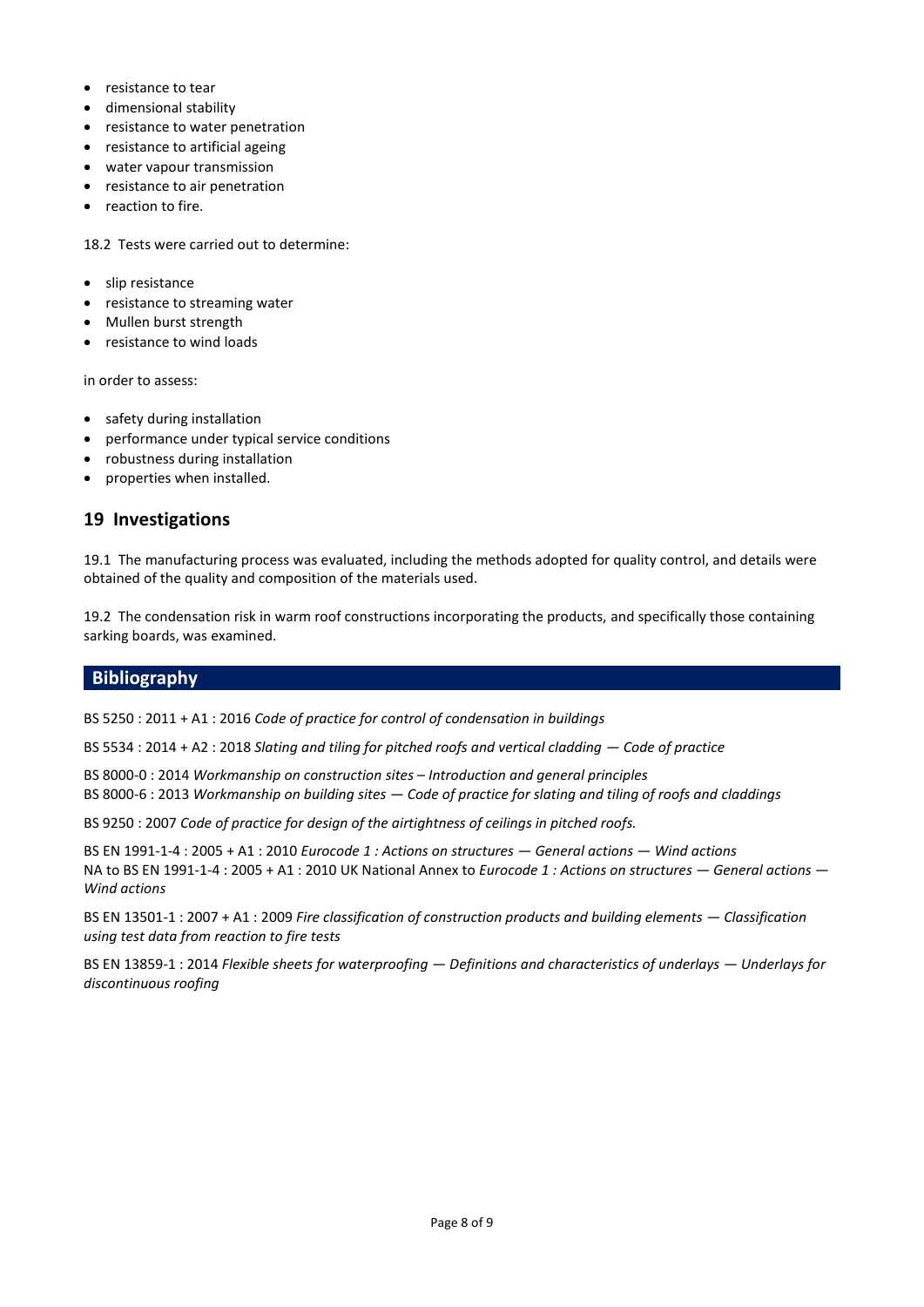- resistance to tear
- dimensional stability
- resistance to water penetration
- resistance to artificial ageing
- water vapour transmission
- resistance to air penetration
- reaction to fire.

18.2 Tests were carried out to determine:

- slip resistance
- resistance to streaming water
- Mullen burst strength
- resistance to wind loads

in order to assess:

- safety during installation
- performance under typical service conditions
- robustness during installation
- properties when installed.

## 19 Investigations

19.1 The manufacturing process was evaluated, including the methods adopted for quality control, and details were obtained of the quality and composition of the materials used.

19.2 The condensation risk in warm roof constructions incorporating the products, and specifically those containing sarking boards, was examined.

## Bibliography

BS 5250 : 2011 + A1 : 2016 *Code of practice for control of condensation in buildings*

BS 5534 : 2014 + A2 : 2018 *Slating and tiling for pitched roofs and vertical cladding — Code of practice*

BS 8000-0 : 2014 *Workmanship on construction sites – Introduction and general principles*
BS 8000-6 : 2013 *Workmanship on building sites — Code of practice for slating and tiling of roofs and claddings*

BS 9250 : 2007 *Code of practice for design of the airtightness of ceilings in pitched roofs.*

BS EN 1991-1-4 : 2005 + A1 : 2010 *Eurocode 1 : Actions on structures — General actions — Wind actions*
NA to BS EN 1991-1-4 : 2005 + A1 : 2010 UK National Annex to *Eurocode 1 : Actions on structures — General actions — Wind actions*

BS EN 13501-1 : 2007 + A1 : 2009 *Fire classification of construction products and building elements — Classification using test data from reaction to fire tests*

BS EN 13859-1 : 2014 *Flexible sheets for waterproofing — Definitions and characteristics of underlays — Underlays for discontinuous roofing*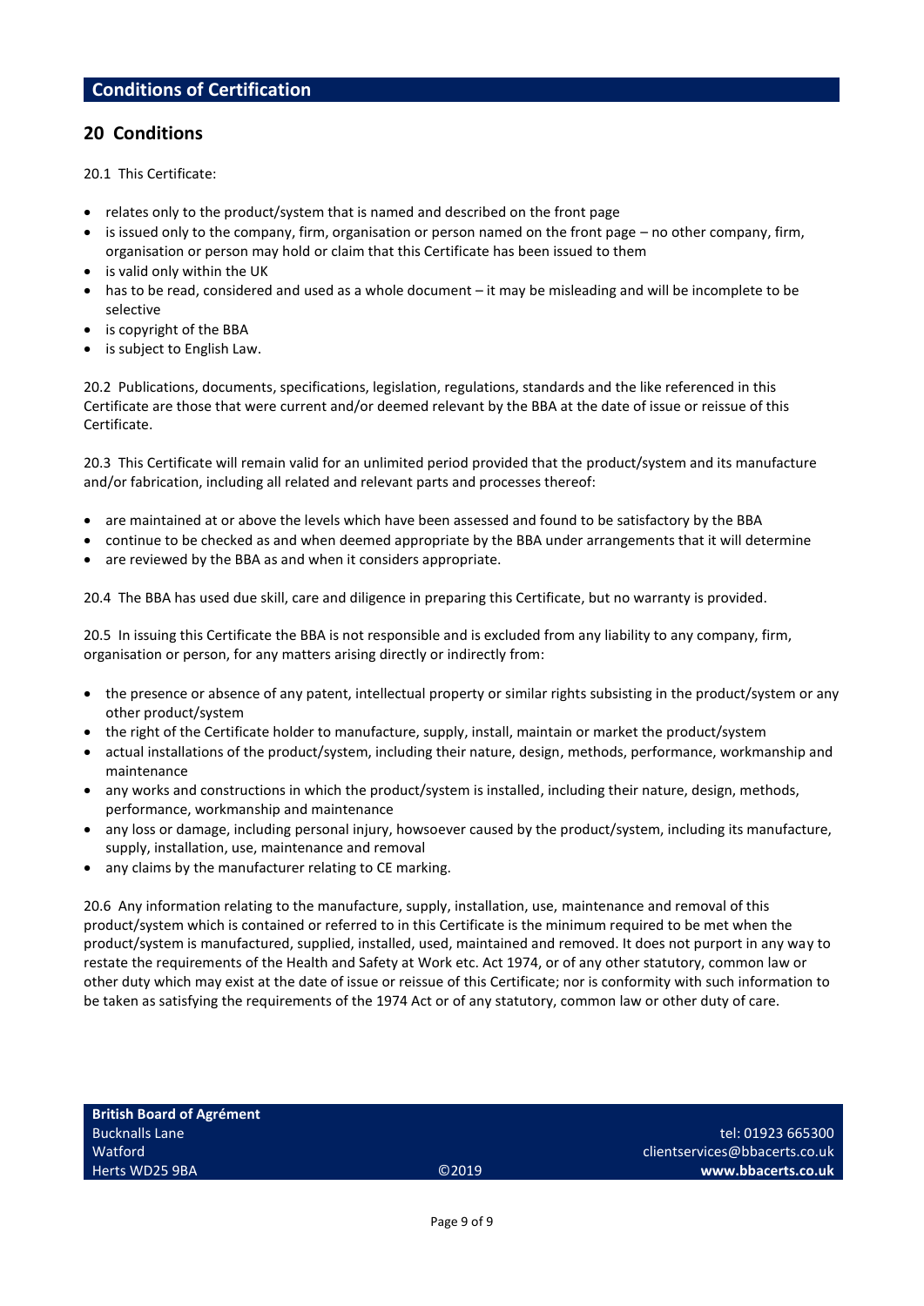## Conditions of Certification

## 20 Conditions

20.1 This Certificate:

- relates only to the product/system that is named and described on the front page
- is issued only to the company, firm, organisation or person named on the front page – no other company, firm, organisation or person may hold or claim that this Certificate has been issued to them
- is valid only within the UK
- has to be read, considered and used as a whole document – it may be misleading and will be incomplete to be selective
- is copyright of the BBA
- is subject to English Law.

20.2 Publications, documents, specifications, legislation, regulations, standards and the like referenced in this Certificate are those that were current and/or deemed relevant by the BBA at the date of issue or reissue of this Certificate.

20.3 This Certificate will remain valid for an unlimited period provided that the product/system and its manufacture and/or fabrication, including all related and relevant parts and processes thereof:

- are maintained at or above the levels which have been assessed and found to be satisfactory by the BBA
- continue to be checked as and when deemed appropriate by the BBA under arrangements that it will determine
- are reviewed by the BBA as and when it considers appropriate.

20.4 The BBA has used due skill, care and diligence in preparing this Certificate, but no warranty is provided.

20.5 In issuing this Certificate the BBA is not responsible and is excluded from any liability to any company, firm, organisation or person, for any matters arising directly or indirectly from:

- the presence or absence of any patent, intellectual property or similar rights subsisting in the product/system or any other product/system
- the right of the Certificate holder to manufacture, supply, install, maintain or market the product/system
- actual installations of the product/system, including their nature, design, methods, performance, workmanship and maintenance
- any works and constructions in which the product/system is installed, including their nature, design, methods, performance, workmanship and maintenance
- any loss or damage, including personal injury, howsoever caused by the product/system, including its manufacture, supply, installation, use, maintenance and removal
- any claims by the manufacturer relating to CE marking.

20.6 Any information relating to the manufacture, supply, installation, use, maintenance and removal of this product/system which is contained or referred to in this Certificate is the minimum required to be met when the product/system is manufactured, supplied, installed, used, maintained and removed. It does not purport in any way to restate the requirements of the Health and Safety at Work etc. Act 1974, or of any other statutory, common law or other duty which may exist at the date of issue or reissue of this Certificate; nor is conformity with such information to be taken as satisfying the requirements of the 1974 Act or of any statutory, common law or other duty of care.

**British Board of Agrément**
Bucknalls Lane
Watford
Herts WD25 9BA

©2019

tel: 01923 665300
clientservices@bbacerts.co.uk
**www.bbacerts.co.uk**